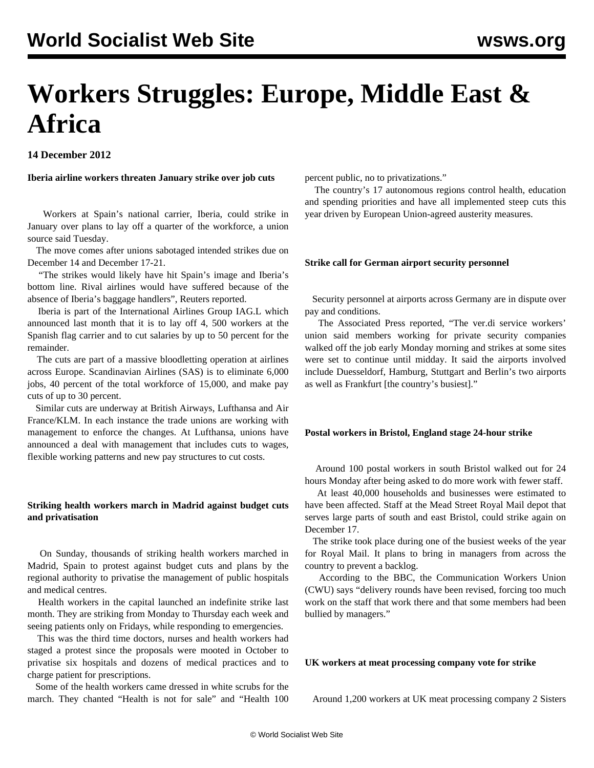# Workers Struggles: Europe, Middle East & Africa

**14 December 2012**

**Iberia airline workers threaten January strike over job cuts**

Workers at Spain's national carrier, Iberia, could strike in January over plans to lay off a quarter of the workforce, a union source said Tuesday.

The move comes after unions sabotaged intended strikes due on December 14 and December 17-21.

"The strikes would likely have hit Spain's image and Iberia's bottom line. Rival airlines would have suffered because of the absence of Iberia's baggage handlers", Reuters reported.

Iberia is part of the International Airlines Group IAG.L which announced last month that it is to lay off 4, 500 workers at the Spanish flag carrier and to cut salaries by up to 50 percent for the remainder.

The cuts are part of a massive bloodletting operation at airlines across Europe. Scandinavian Airlines (SAS) is to eliminate 6,000 jobs, 40 percent of the total workforce of 15,000, and make pay cuts of up to 30 percent.

Similar cuts are underway at British Airways, Lufthansa and Air France/KLM. In each instance the trade unions are working with management to enforce the changes. At Lufthansa, unions have announced a deal with management that includes cuts to wages, flexible working patterns and new pay structures to cut costs.

**Striking health workers march in Madrid against budget cuts and privatisation**

On Sunday, thousands of striking health workers marched in Madrid, Spain to protest against budget cuts and plans by the regional authority to privatise the management of public hospitals and medical centres.

Health workers in the capital launched an indefinite strike last month. They are striking from Monday to Thursday each week and seeing patients only on Fridays, while responding to emergencies.

This was the third time doctors, nurses and health workers had staged a protest since the proposals were mooted in October to privatise six hospitals and dozens of medical practices and to charge patient for prescriptions.

Some of the health workers came dressed in white scrubs for the march. They chanted "Health is not for sale" and "Health 100 percent public, no to privatizations."

The country's 17 autonomous regions control health, education and spending priorities and have all implemented steep cuts this year driven by European Union-agreed austerity measures.

**Strike call for German airport security personnel**

Security personnel at airports across Germany are in dispute over pay and conditions.

The Associated Press reported, "The ver.di service workers' union said members working for private security companies walked off the job early Monday morning and strikes at some sites were set to continue until midday. It said the airports involved include Duesseldorf, Hamburg, Stuttgart and Berlin's two airports as well as Frankfurt [the country's busiest]."

**Postal workers in Bristol, England stage 24-hour strike**

Around 100 postal workers in south Bristol walked out for 24 hours Monday after being asked to do more work with fewer staff.

At least 40,000 households and businesses were estimated to have been affected. Staff at the Mead Street Royal Mail depot that serves large parts of south and east Bristol, could strike again on December 17.

The strike took place during one of the busiest weeks of the year for Royal Mail. It plans to bring in managers from across the country to prevent a backlog.

According to the BBC, the Communication Workers Union (CWU) says "delivery rounds have been revised, forcing too much work on the staff that work there and that some members had been bullied by managers."

**UK workers at meat processing company vote for strike**

Around 1,200 workers at UK meat processing company 2 Sisters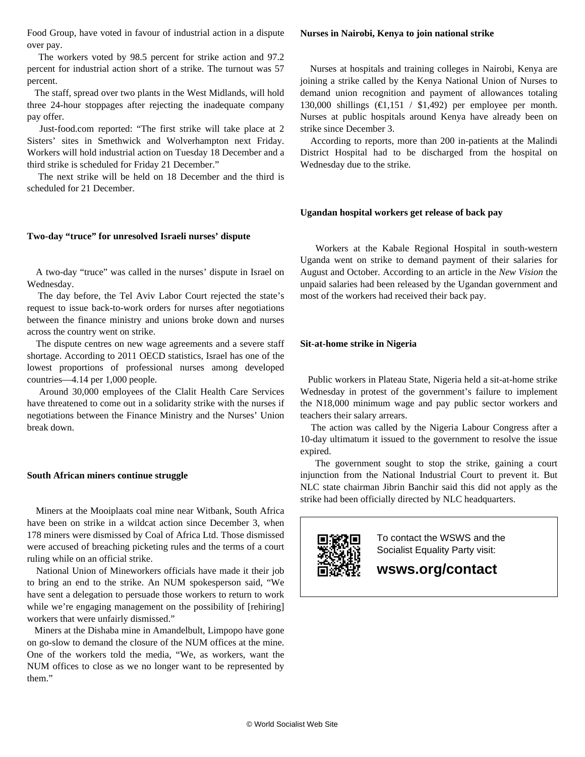Food Group, have voted in favour of industrial action in a dispute over pay.

The workers voted by 98.5 percent for strike action and 97.2 percent for industrial action short of a strike. The turnout was 57 percent.

The staff, spread over two plants in the West Midlands, will hold three 24-hour stoppages after rejecting the inadequate company pay offer.

Just-food.com reported: "The first strike will take place at 2 Sisters' sites in Smethwick and Wolverhampton next Friday. Workers will hold industrial action on Tuesday 18 December and a third strike is scheduled for Friday 21 December."

The next strike will be held on 18 December and the third is scheduled for 21 December.

**Two-day "truce" for unresolved Israeli nurses' dispute**

A two-day "truce" was called in the nurses' dispute in Israel on Wednesday.

The day before, the Tel Aviv Labor Court rejected the state's request to issue back-to-work orders for nurses after negotiations between the finance ministry and unions broke down and nurses across the country went on strike.

The dispute centres on new wage agreements and a severe staff shortage. According to 2011 OECD statistics, Israel has one of the lowest proportions of professional nurses among developed countries—4.14 per 1,000 people.

Around 30,000 employees of the Clalit Health Care Services have threatened to come out in a solidarity strike with the nurses if negotiations between the Finance Ministry and the Nurses' Union break down.

**South African miners continue struggle**

Miners at the Mooiplaats coal mine near Witbank, South Africa have been on strike in a wildcat action since December 3, when 178 miners were dismissed by Coal of Africa Ltd. Those dismissed were accused of breaching picketing rules and the terms of a court ruling while on an official strike.

National Union of Mineworkers officials have made it their job to bring an end to the strike. An NUM spokesperson said, "We have sent a delegation to persuade those workers to return to work while we're engaging management on the possibility of [rehiring] workers that were unfairly dismissed."

Miners at the Dishaba mine in Amandelbult, Limpopo have gone on go-slow to demand the closure of the NUM offices at the mine. One of the workers told the media, "We, as workers, want the NUM offices to close as we no longer want to be represented by them."

**Nurses in Nairobi, Kenya to join national strike**

Nurses at hospitals and training colleges in Nairobi, Kenya are joining a strike called by the Kenya National Union of Nurses to demand union recognition and payment of allowances totaling 130,000 shillings (€1,151 / $1,492) per employee per month. Nurses at public hospitals around Kenya have already been on strike since December 3.

According to reports, more than 200 in-patients at the Malindi District Hospital had to be discharged from the hospital on Wednesday due to the strike.

**Ugandan hospital workers get release of back pay**

Workers at the Kabale Regional Hospital in south-western Uganda went on strike to demand payment of their salaries for August and October. According to an article in the *New Vision* the unpaid salaries had been released by the Ugandan government and most of the workers had received their back pay.

**Sit-at-home strike in Nigeria**

Public workers in Plateau State, Nigeria held a sit-at-home strike Wednesday in protest of the government's failure to implement the N18,000 minimum wage and pay public sector workers and teachers their salary arrears.

The action was called by the Nigeria Labour Congress after a 10-day ultimatum it issued to the government to resolve the issue expired.

The government sought to stop the strike, gaining a court injunction from the National Industrial Court to prevent it. But NLC state chairman Jibrin Banchir said this did not apply as the strike had been officially directed by NLC headquarters.

To contact the WSWS and the Socialist Equality Party visit:

**wsws.org/contact**